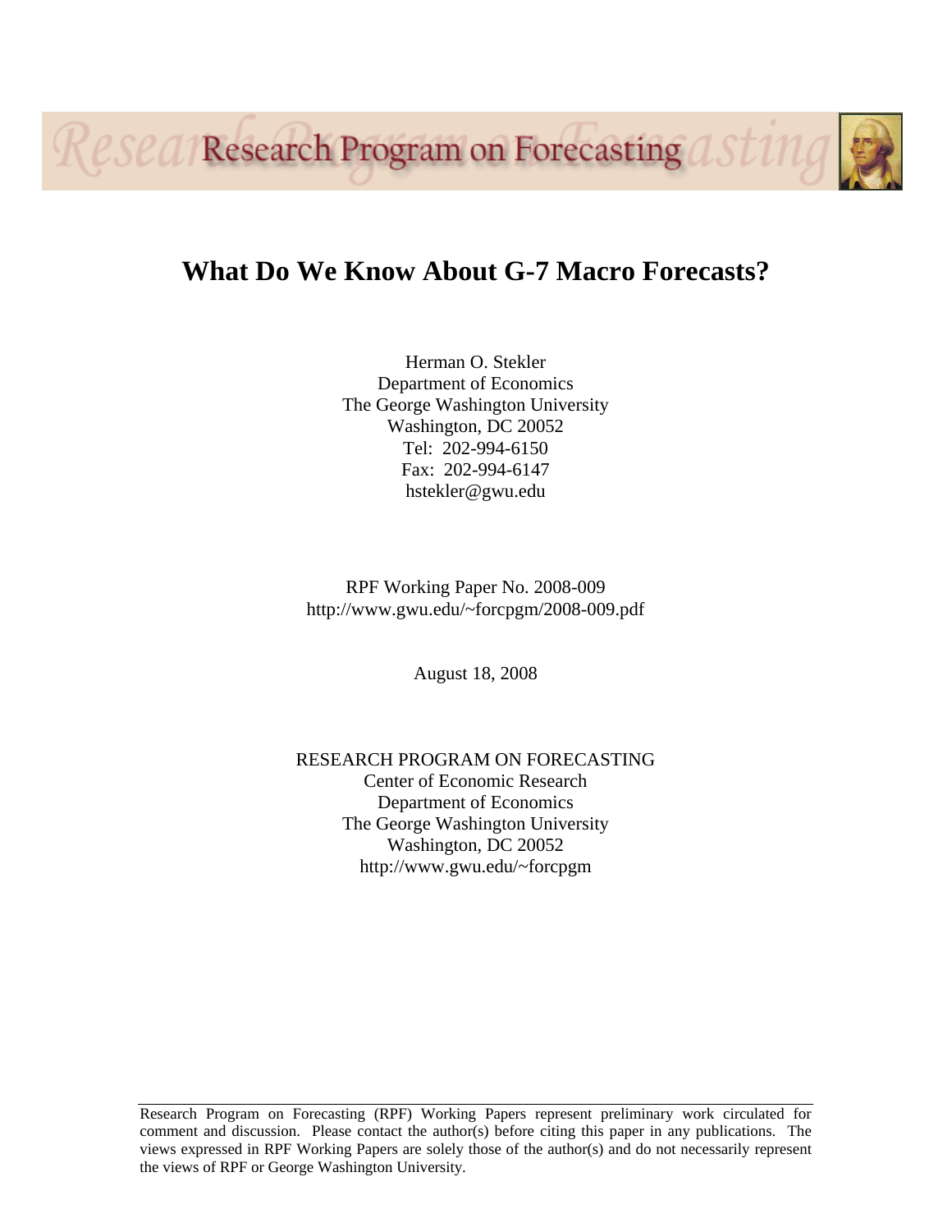Research Program on Forecasting

# What Do We Know About G-7 Macro Forecasts?

Herman O. Stekler
Department of Economics
The George Washington University
Washington, DC 20052
Tel: 202-994-6150
Fax: 202-994-6147
hstekler@gwu.edu

RPF Working Paper No. 2008-009
http://www.gwu.edu/~forcpgm/2008-009.pdf

August 18, 2008

RESEARCH PROGRAM ON FORECASTING
Center of Economic Research
Department of Economics
The George Washington University
Washington, DC 20052
http://www.gwu.edu/~forcpgm

Research Program on Forecasting (RPF) Working Papers represent preliminary work circulated for comment and discussion. Please contact the author(s) before citing this paper in any publications. The views expressed in RPF Working Papers are solely those of the author(s) and do not necessarily represent the views of RPF or George Washington University.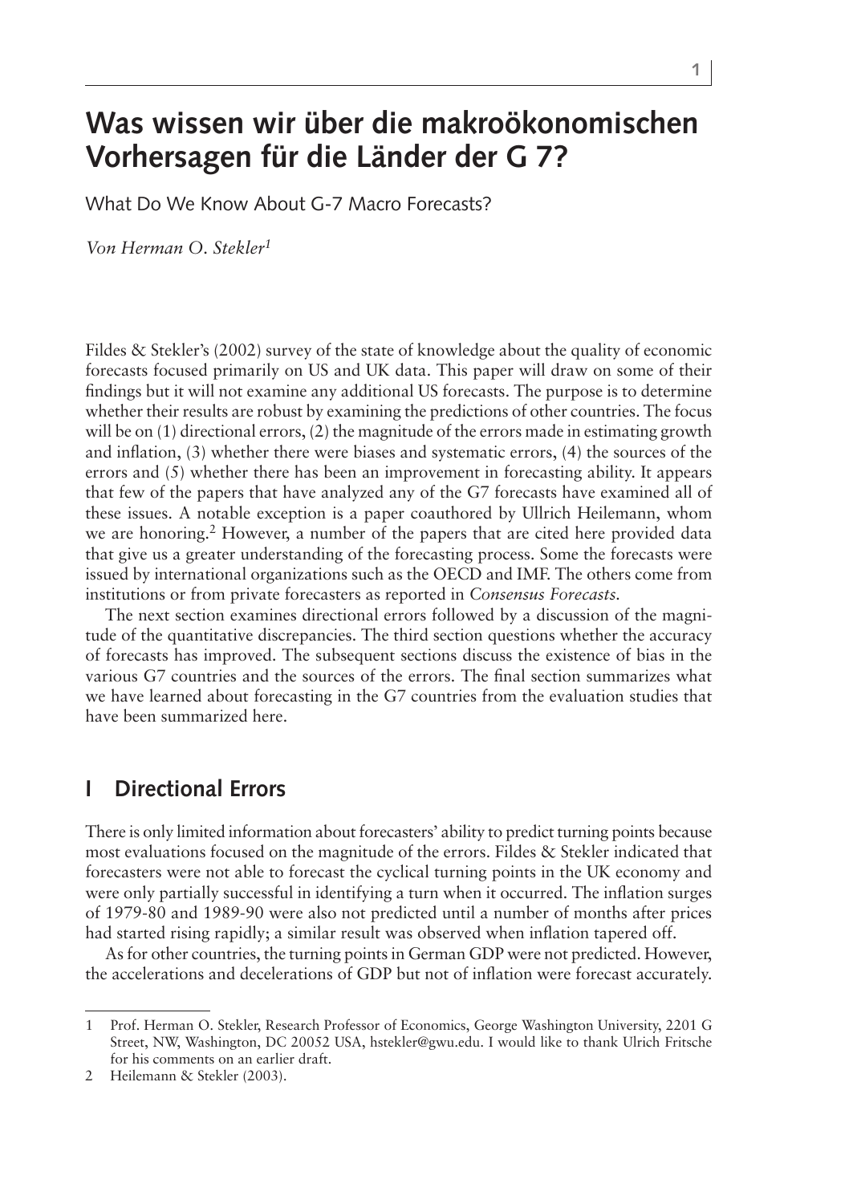# Was wissen wir über die makroökonomischen Vorhersagen für die Länder der G 7?

What Do We Know About G-7 Macro Forecasts?

*Von Herman O. Stekler*[1]

Fildes & Stekler's (2002) survey of the state of knowledge about the quality of economic forecasts focused primarily on US and UK data. This paper will draw on some of their findings but it will not examine any additional US forecasts. The purpose is to determine whether their results are robust by examining the predictions of other countries. The focus will be on (1) directional errors, (2) the magnitude of the errors made in estimating growth and inflation, (3) whether there were biases and systematic errors, (4) the sources of the errors and (5) whether there has been an improvement in forecasting ability. It appears that few of the papers that have analyzed any of the G7 forecasts have examined all of these issues. A notable exception is a paper coauthored by Ullrich Heilemann, whom we are honoring.[2] However, a number of the papers that are cited here provided data that give us a greater understanding of the forecasting process. Some the forecasts were issued by international organizations such as the OECD and IMF. The others come from institutions or from private forecasters as reported in *Consensus Forecasts*.

The next section examines directional errors followed by a discussion of the magnitude of the quantitative discrepancies. The third section questions whether the accuracy of forecasts has improved. The subsequent sections discuss the existence of bias in the various G7 countries and the sources of the errors. The final section summarizes what we have learned about forecasting in the G7 countries from the evaluation studies that have been summarized here.

## I Directional Errors

There is only limited information about forecasters' ability to predict turning points because most evaluations focused on the magnitude of the errors. Fildes & Stekler indicated that forecasters were not able to forecast the cyclical turning points in the UK economy and were only partially successful in identifying a turn when it occurred. The inflation surges of 1979-80 and 1989-90 were also not predicted until a number of months after prices had started rising rapidly; a similar result was observed when inflation tapered off.

As for other countries, the turning points in German GDP were not predicted. However, the accelerations and decelerations of GDP but not of inflation were forecast accurately.

---

1 Prof. Herman O. Stekler, Research Professor of Economics, George Washington University, 2201 G Street, NW, Washington, DC 20052 USA, hstekler@gwu.edu. I would like to thank Ulrich Fritsche for his comments on an earlier draft.

2 Heilemann & Stekler (2003).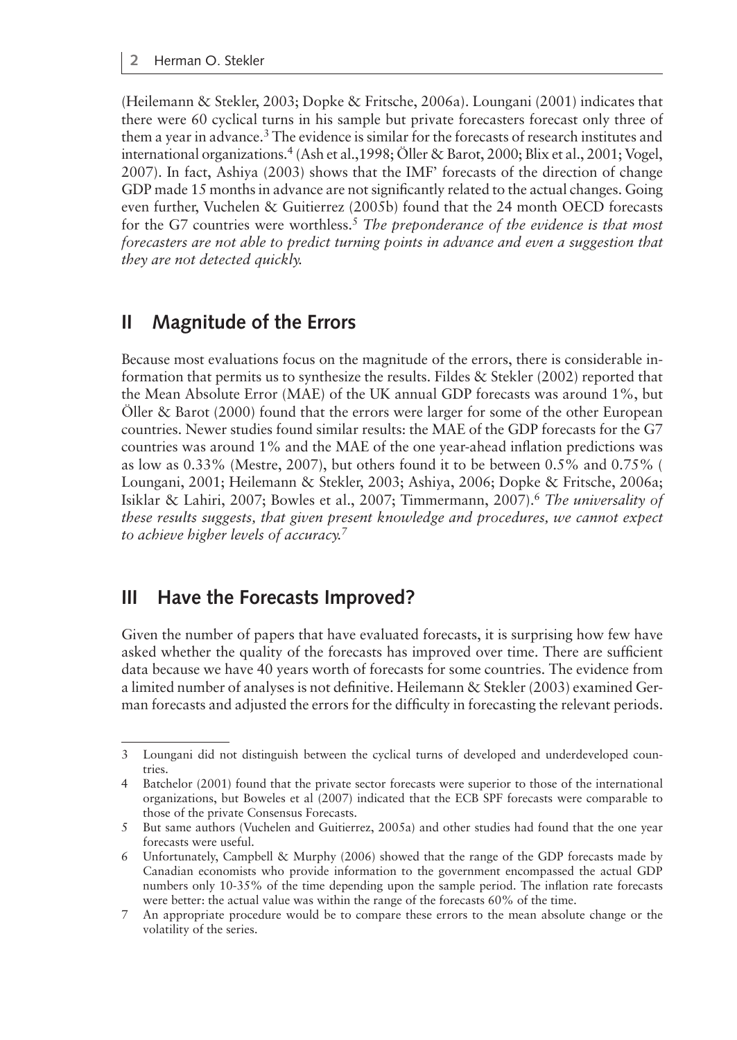(Heilemann & Stekler, 2003; Dopke & Fritsche, 2006a). Loungani (2001) indicates that there were 60 cyclical turns in his sample but private forecasters forecast only three of them a year in advance.[3] The evidence is similar for the forecasts of research institutes and international organizations.[4] (Ash et al.,1998; Öller & Barot, 2000; Blix et al., 2001; Vogel, 2007). In fact, Ashiya (2003) shows that the IMF' forecasts of the direction of change GDP made 15 months in advance are not significantly related to the actual changes. Going even further, Vuchelen & Guitierrez (2005b) found that the 24 month OECD forecasts for the G7 countries were worthless.[5] *The preponderance of the evidence is that most forecasters are not able to predict turning points in advance and even a suggestion that they are not detected quickly.*

## II Magnitude of the Errors

Because most evaluations focus on the magnitude of the errors, there is considerable information that permits us to synthesize the results. Fildes & Stekler (2002) reported that the Mean Absolute Error (MAE) of the UK annual GDP forecasts was around 1%, but Öller & Barot (2000) found that the errors were larger for some of the other European countries. Newer studies found similar results: the MAE of the GDP forecasts for the G7 countries was around 1% and the MAE of the one year-ahead inflation predictions was as low as 0.33% (Mestre, 2007), but others found it to be between 0.5% and 0.75% ( Loungani, 2001; Heilemann & Stekler, 2003; Ashiya, 2006; Dopke & Fritsche, 2006a; Isiklar & Lahiri, 2007; Bowles et al., 2007; Timmermann, 2007).[6] *The universality of these results suggests, that given present knowledge and procedures, we cannot expect to achieve higher levels of accuracy.*[7]

## III Have the Forecasts Improved?

Given the number of papers that have evaluated forecasts, it is surprising how few have asked whether the quality of the forecasts has improved over time. There are sufficient data because we have 40 years worth of forecasts for some countries. The evidence from a limited number of analyses is not definitive. Heilemann & Stekler (2003) examined German forecasts and adjusted the errors for the difficulty in forecasting the relevant periods.

---

3 Loungani did not distinguish between the cyclical turns of developed and underdeveloped countries.

4 Batchelor (2001) found that the private sector forecasts were superior to those of the international organizations, but Boweles et al (2007) indicated that the ECB SPF forecasts were comparable to those of the private Consensus Forecasts.

5 But same authors (Vuchelen and Guitierrez, 2005a) and other studies had found that the one year forecasts were useful.

6 Unfortunately, Campbell & Murphy (2006) showed that the range of the GDP forecasts made by Canadian economists who provide information to the government encompassed the actual GDP numbers only 10-35% of the time depending upon the sample period. The inflation rate forecasts were better: the actual value was within the range of the forecasts 60% of the time.

7 An appropriate procedure would be to compare these errors to the mean absolute change or the volatility of the series.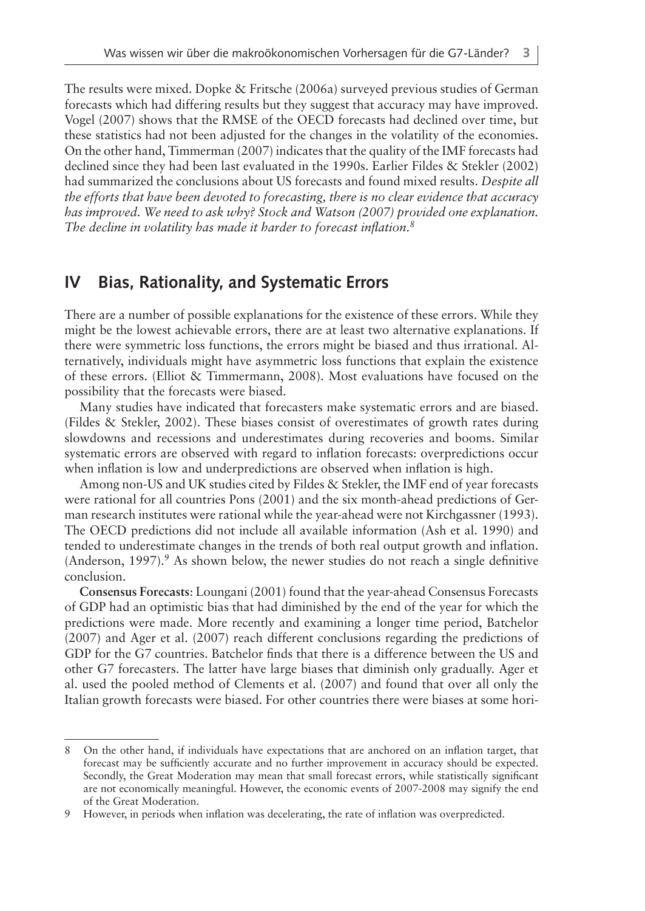The results were mixed. Dopke & Fritsche (2006a) surveyed previous studies of German forecasts which had differing results but they suggest that accuracy may have improved. Vogel (2007) shows that the RMSE of the OECD forecasts had declined over time, but these statistics had not been adjusted for the changes in the volatility of the economies. On the other hand, Timmerman (2007) indicates that the quality of the IMF forecasts had declined since they had been last evaluated in the 1990s. Earlier Fildes & Stekler (2002) had summarized the conclusions about US forecasts and found mixed results. *Despite all the efforts that have been devoted to forecasting, there is no clear evidence that accuracy has improved. We need to ask why? Stock and Watson (2007) provided one explanation. The decline in volatility has made it harder to forecast inflation.*[8]

## IV Bias, Rationality, and Systematic Errors

There are a number of possible explanations for the existence of these errors. While they might be the lowest achievable errors, there are at least two alternative explanations. If there were symmetric loss functions, the errors might be biased and thus irrational. Alternatively, individuals might have asymmetric loss functions that explain the existence of these errors. (Elliot & Timmermann, 2008). Most evaluations have focused on the possibility that the forecasts were biased.

Many studies have indicated that forecasters make systematic errors and are biased. (Fildes & Stekler, 2002). These biases consist of overestimates of growth rates during slowdowns and recessions and underestimates during recoveries and booms. Similar systematic errors are observed with regard to inflation forecasts: overpredictions occur when inflation is low and underpredictions are observed when inflation is high.

Among non-US and UK studies cited by Fildes & Stekler, the IMF end of year forecasts were rational for all countries Pons (2001) and the six month-ahead predictions of German research institutes were rational while the year-ahead were not Kirchgassner (1993). The OECD predictions did not include all available information (Ash et al. 1990) and tended to underestimate changes in the trends of both real output growth and inflation. (Anderson, 1997).[9] As shown below, the newer studies do not reach a single definitive conclusion.

**Consensus Forecasts**: Loungani (2001) found that the year-ahead Consensus Forecasts of GDP had an optimistic bias that had diminished by the end of the year for which the predictions were made. More recently and examining a longer time period, Batchelor (2007) and Ager et al. (2007) reach different conclusions regarding the predictions of GDP for the G7 countries. Batchelor finds that there is a difference between the US and other G7 forecasters. The latter have large biases that diminish only gradually. Ager et al. used the pooled method of Clements et al. (2007) and found that over all only the Italian growth forecasts were biased. For other countries there were biases at some hori-

---

8 On the other hand, if individuals have expectations that are anchored on an inflation target, that forecast may be sufficiently accurate and no further improvement in accuracy should be expected. Secondly, the Great Moderation may mean that small forecast errors, while statistically significant are not economically meaningful. However, the economic events of 2007-2008 may signify the end of the Great Moderation.

9 However, in periods when inflation was decelerating, the rate of inflation was overpredicted.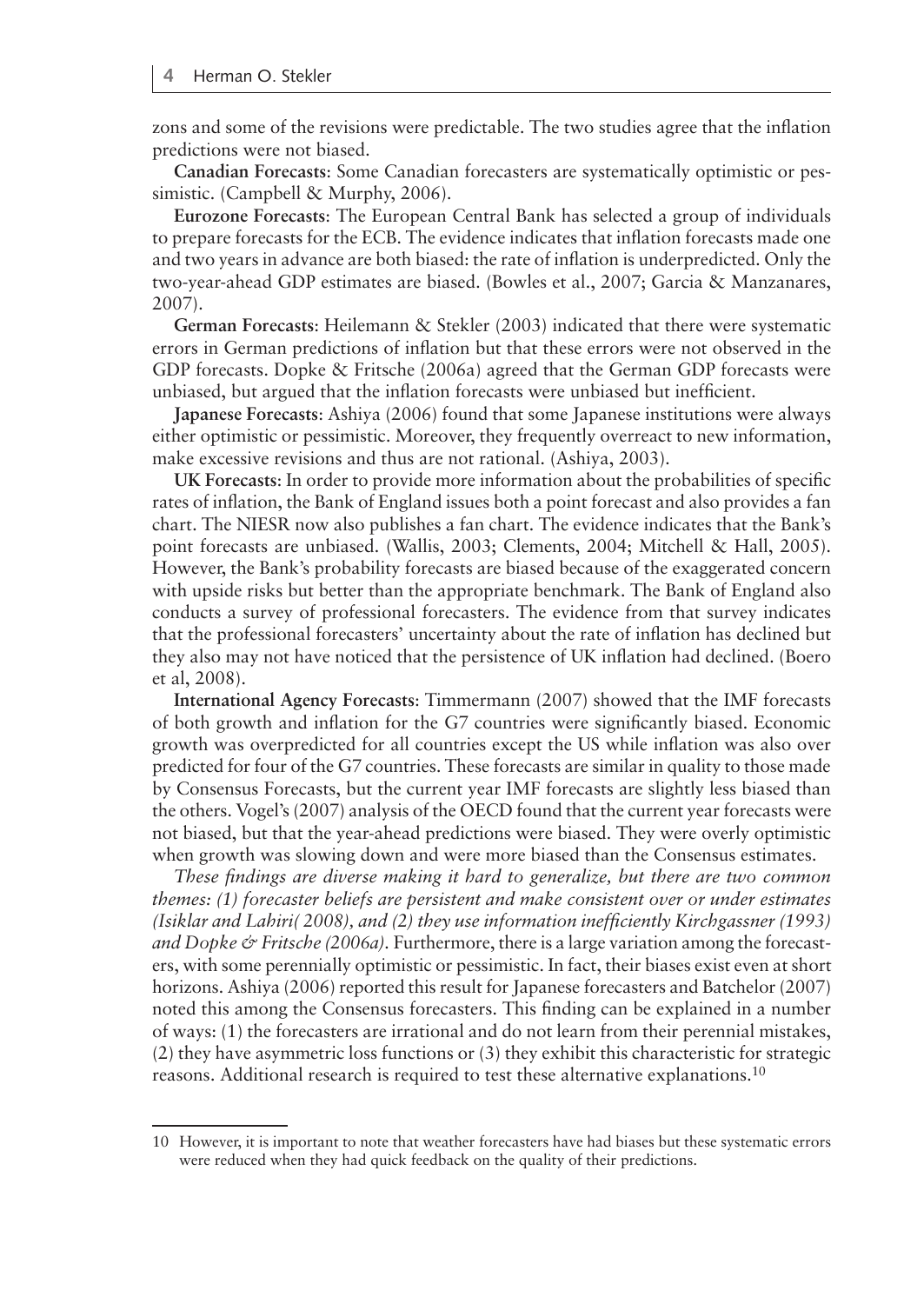zons and some of the revisions were predictable. The two studies agree that the inflation predictions were not biased.

**Canadian Forecasts**: Some Canadian forecasters are systematically optimistic or pessimistic. (Campbell & Murphy, 2006).

**Eurozone Forecasts**: The European Central Bank has selected a group of individuals to prepare forecasts for the ECB. The evidence indicates that inflation forecasts made one and two years in advance are both biased: the rate of inflation is underpredicted. Only the two-year-ahead GDP estimates are biased. (Bowles et al., 2007; Garcia & Manzanares, 2007).

**German Forecasts**: Heilemann & Stekler (2003) indicated that there were systematic errors in German predictions of inflation but that these errors were not observed in the GDP forecasts. Dopke & Fritsche (2006a) agreed that the German GDP forecasts were unbiased, but argued that the inflation forecasts were unbiased but inefficient.

**Japanese Forecasts**: Ashiya (2006) found that some Japanese institutions were always either optimistic or pessimistic. Moreover, they frequently overreact to new information, make excessive revisions and thus are not rational. (Ashiya, 2003).

**UK Forecasts**: In order to provide more information about the probabilities of specific rates of inflation, the Bank of England issues both a point forecast and also provides a fan chart. The NIESR now also publishes a fan chart. The evidence indicates that the Bank's point forecasts are unbiased. (Wallis, 2003; Clements, 2004; Mitchell & Hall, 2005). However, the Bank's probability forecasts are biased because of the exaggerated concern with upside risks but better than the appropriate benchmark. The Bank of England also conducts a survey of professional forecasters. The evidence from that survey indicates that the professional forecasters' uncertainty about the rate of inflation has declined but they also may not have noticed that the persistence of UK inflation had declined. (Boero et al, 2008).

**International Agency Forecasts**: Timmermann (2007) showed that the IMF forecasts of both growth and inflation for the G7 countries were significantly biased. Economic growth was overpredicted for all countries except the US while inflation was also over predicted for four of the G7 countries. These forecasts are similar in quality to those made by Consensus Forecasts, but the current year IMF forecasts are slightly less biased than the others. Vogel's (2007) analysis of the OECD found that the current year forecasts were not biased, but that the year-ahead predictions were biased. They were overly optimistic when growth was slowing down and were more biased than the Consensus estimates.

*These findings are diverse making it hard to generalize, but there are two common themes: (1) forecaster beliefs are persistent and make consistent over or under estimates (Isiklar and Lahiri( 2008), and (2) they use information inefficiently Kirchgassner (1993) and Dopke & Fritsche (2006a)*. Furthermore, there is a large variation among the forecasters, with some perennially optimistic or pessimistic. In fact, their biases exist even at short horizons. Ashiya (2006) reported this result for Japanese forecasters and Batchelor (2007) noted this among the Consensus forecasters. This finding can be explained in a number of ways: (1) the forecasters are irrational and do not learn from their perennial mistakes, (2) they have asymmetric loss functions or (3) they exhibit this characteristic for strategic reasons. Additional research is required to test these alternative explanations.[10]

---

[10] However, it is important to note that weather forecasters have had biases but these systematic errors were reduced when they had quick feedback on the quality of their predictions.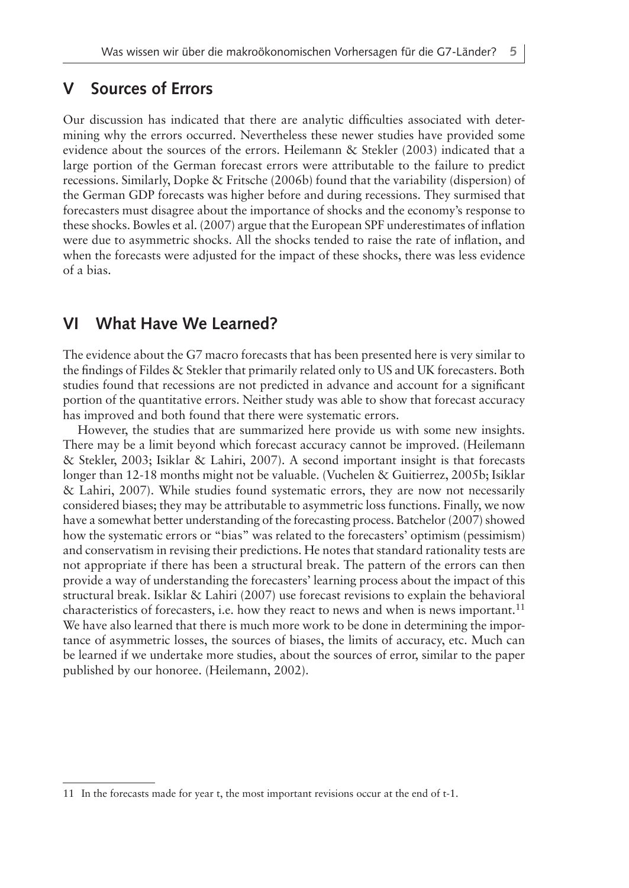## V Sources of Errors

Our discussion has indicated that there are analytic difficulties associated with determining why the errors occurred. Nevertheless these newer studies have provided some evidence about the sources of the errors. Heilemann & Stekler (2003) indicated that a large portion of the German forecast errors were attributable to the failure to predict recessions. Similarly, Dopke & Fritsche (2006b) found that the variability (dispersion) of the German GDP forecasts was higher before and during recessions. They surmised that forecasters must disagree about the importance of shocks and the economy's response to these shocks. Bowles et al. (2007) argue that the European SPF underestimates of inflation were due to asymmetric shocks. All the shocks tended to raise the rate of inflation, and when the forecasts were adjusted for the impact of these shocks, there was less evidence of a bias.

## VI What Have We Learned?

The evidence about the G7 macro forecasts that has been presented here is very similar to the findings of Fildes & Stekler that primarily related only to US and UK forecasters. Both studies found that recessions are not predicted in advance and account for a significant portion of the quantitative errors. Neither study was able to show that forecast accuracy has improved and both found that there were systematic errors.

However, the studies that are summarized here provide us with some new insights. There may be a limit beyond which forecast accuracy cannot be improved. (Heilemann & Stekler, 2003; Isiklar & Lahiri, 2007). A second important insight is that forecasts longer than 12-18 months might not be valuable. (Vuchelen & Guitierrez, 2005b; Isiklar & Lahiri, 2007). While studies found systematic errors, they are now not necessarily considered biases; they may be attributable to asymmetric loss functions. Finally, we now have a somewhat better understanding of the forecasting process. Batchelor (2007) showed how the systematic errors or "bias" was related to the forecasters' optimism (pessimism) and conservatism in revising their predictions. He notes that standard rationality tests are not appropriate if there has been a structural break. The pattern of the errors can then provide a way of understanding the forecasters' learning process about the impact of this structural break. Isiklar & Lahiri (2007) use forecast revisions to explain the behavioral characteristics of forecasters, i.e. how they react to news and when is news important.[11] We have also learned that there is much more work to be done in determining the importance of asymmetric losses, the sources of biases, the limits of accuracy, etc. Much can be learned if we undertake more studies, about the sources of error, similar to the paper published by our honoree. (Heilemann, 2002).

---

11 In the forecasts made for year t, the most important revisions occur at the end of t-1.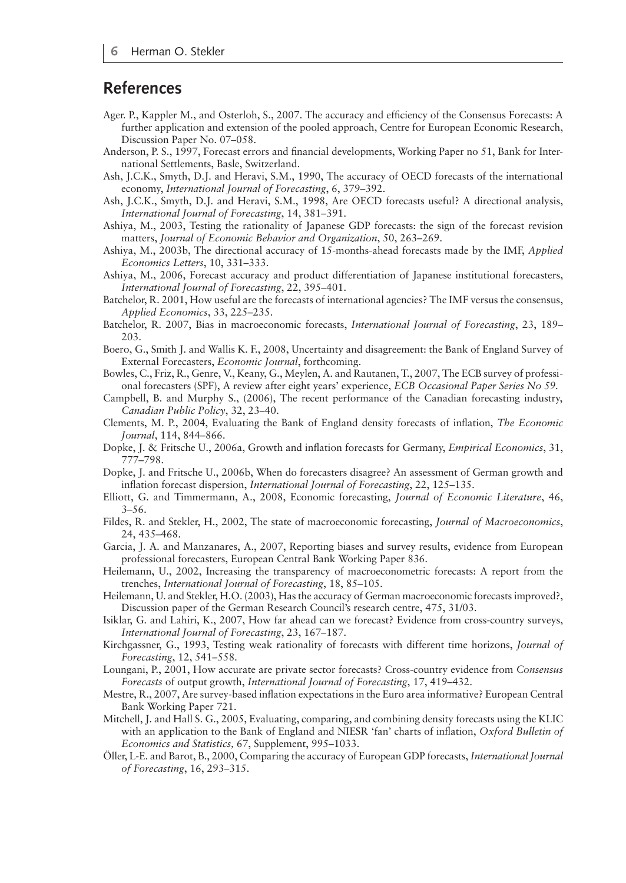## References

Ager. P., Kappler M., and Osterloh, S., 2007. The accuracy and efficiency of the Consensus Forecasts: A further application and extension of the pooled approach, Centre for European Economic Research, Discussion Paper No. 07–058.

Anderson, P. S., 1997, Forecast errors and financial developments, Working Paper no 51, Bank for International Settlements, Basle, Switzerland.

Ash, J.C.K., Smyth, D.J. and Heravi, S.M., 1990, The accuracy of OECD forecasts of the international economy, *International Journal of Forecasting*, 6, 379–392.

Ash, J.C.K., Smyth, D.J. and Heravi, S.M., 1998, Are OECD forecasts useful? A directional analysis, *International Journal of Forecasting*, 14, 381–391.

Ashiya, M., 2003, Testing the rationality of Japanese GDP forecasts: the sign of the forecast revision matters, *Journal of Economic Behavior and Organization*, 50, 263–269.

Ashiya, M., 2003b, The directional accuracy of 15-months-ahead forecasts made by the IMF, *Applied Economics Letters*, 10, 331–333.

Ashiya, M., 2006, Forecast accuracy and product differentiation of Japanese institutional forecasters, *International Journal of Forecasting*, 22, 395–401.

Batchelor, R. 2001, How useful are the forecasts of international agencies? The IMF versus the consensus, *Applied Economics*, 33, 225–235.

Batchelor, R. 2007, Bias in macroeconomic forecasts, *International Journal of Forecasting*, 23, 189–203.

Boero, G., Smith J. and Wallis K. F., 2008, Uncertainty and disagreement: the Bank of England Survey of External Forecasters, *Economic Journal*, forthcoming.

Bowles, C., Friz, R., Genre, V., Keany, G., Meylen, A. and Rautanen, T., 2007, The ECB survey of professional forecasters (SPF), A review after eight years' experience, *ECB Occasional Paper Series No 59.*

Campbell, B. and Murphy S., (2006), The recent performance of the Canadian forecasting industry, *Canadian Public Policy*, 32, 23–40.

Clements, M. P., 2004, Evaluating the Bank of England density forecasts of inflation, *The Economic Journal*, 114, 844–866.

Dopke, J. & Fritsche U., 2006a, Growth and inflation forecasts for Germany, *Empirical Economics*, 31, 777–798.

Dopke, J. and Fritsche U., 2006b, When do forecasters disagree? An assessment of German growth and inflation forecast dispersion, *International Journal of Forecasting*, 22, 125–135.

Elliott, G. and Timmermann, A., 2008, Economic forecasting, *Journal of Economic Literature*, 46, 3–56.

Fildes, R. and Stekler, H., 2002, The state of macroeconomic forecasting, *Journal of Macroeconomics*, 24, 435–468.

Garcia, J. A. and Manzanares, A., 2007, Reporting biases and survey results, evidence from European professional forecasters, European Central Bank Working Paper 836.

Heilemann, U., 2002, Increasing the transparency of macroeconometric forecasts: A report from the trenches, *International Journal of Forecasting*, 18, 85–105.

Heilemann, U. and Stekler, H.O. (2003), Has the accuracy of German macroeconomic forecasts improved?, Discussion paper of the German Research Council's research centre, 475, 31/03.

Isiklar, G. and Lahiri, K., 2007, How far ahead can we forecast? Evidence from cross-country surveys, *International Journal of Forecasting*, 23, 167–187.

Kirchgassner, G., 1993, Testing weak rationality of forecasts with different time horizons, *Journal of Forecasting*, 12, 541–558.

Loungani, P., 2001, How accurate are private sector forecasts? Cross-country evidence from *Consensus Forecasts* of output growth, *International Journal of Forecasting*, 17, 419–432.

Mestre, R., 2007, Are survey-based inflation expectations in the Euro area informative? European Central Bank Working Paper 721.

Mitchell, J. and Hall S. G., 2005, Evaluating, comparing, and combining density forecasts using the KLIC with an application to the Bank of England and NIESR 'fan' charts of inflation, *Oxford Bulletin of Economics and Statistics,* 67, Supplement, 995–1033.

Öller, L-E. and Barot, B., 2000, Comparing the accuracy of European GDP forecasts, *International Journal of Forecasting*, 16, 293–315.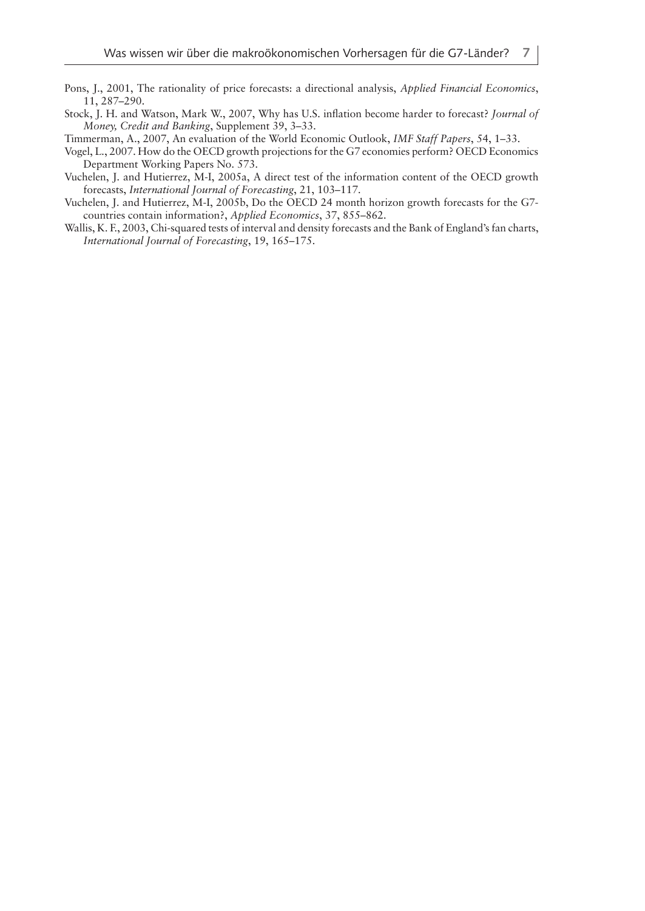Pons, J., 2001, The rationality of price forecasts: a directional analysis, *Applied Financial Economics*, 11, 287–290.

Stock, J. H. and Watson, Mark W., 2007, Why has U.S. inflation become harder to forecast? *Journal of Money, Credit and Banking*, Supplement 39, 3–33.

Timmerman, A., 2007, An evaluation of the World Economic Outlook, *IMF Staff Papers*, 54, 1–33.

Vogel, L., 2007. How do the OECD growth projections for the G7 economies perform? OECD Economics Department Working Papers No. 573.

Vuchelen, J. and Hutierrez, M-I, 2005a, A direct test of the information content of the OECD growth forecasts, *International Journal of Forecasting*, 21, 103–117.

Vuchelen, J. and Hutierrez, M-I, 2005b, Do the OECD 24 month horizon growth forecasts for the G7-countries contain information?, *Applied Economics*, 37, 855–862.

Wallis, K. F., 2003, Chi-squared tests of interval and density forecasts and the Bank of England's fan charts, *International Journal of Forecasting*, 19, 165–175.